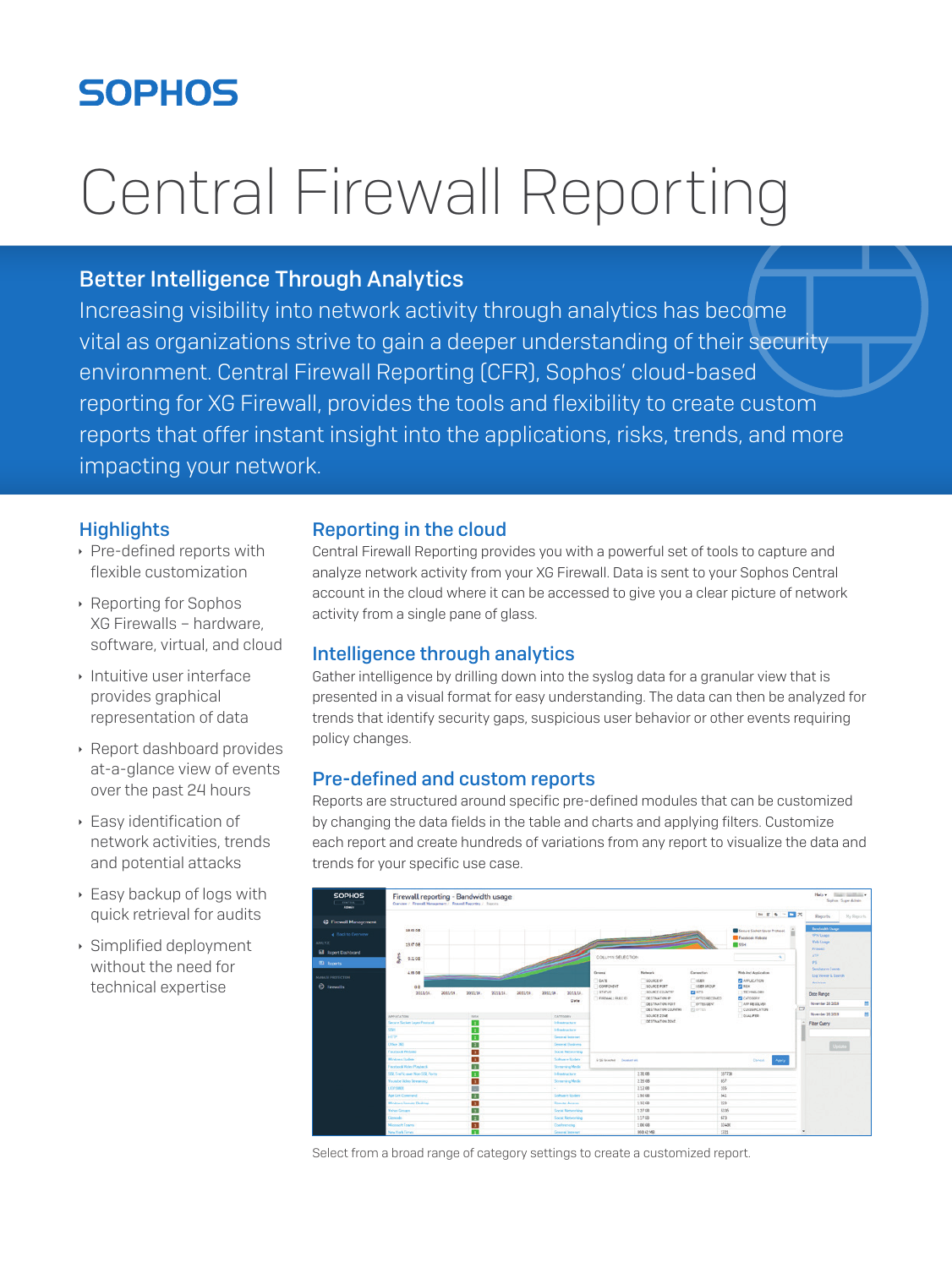# SOPHOS

# Central Firewall Reporting

## Better Intelligence Through Analytics

Increasing visibility into network activity through analytics has become vital as organizations strive to gain a deeper understanding of their security environment. Central Firewall Reporting (CFR), Sophos' cloud-based reporting for XG Firewall, provides the tools and flexibility to create custom reports that offer instant insight into the applications, risks, trends, and more impacting your network.

## Highlights

- Pre-defined reports with flexible customization
- Reporting for Sophos XG Firewalls – hardware, software, virtual, and cloud
- Intuitive user interface provides graphical representation of data
- Report dashboard provides at-a-glance view of events over the past 24 hours
- Easy identification of network activities, trends and potential attacks
- Easy backup of logs with quick retrieval for audits
- Simplified deployment without the need for technical expertise

## Reporting in the cloud

Central Firewall Reporting provides you with a powerful set of tools to capture and analyze network activity from your XG Firewall. Data is sent to your Sophos Central account in the cloud where it can be accessed to give you a clear picture of network activity from a single pane of glass.

## Intelligence through analytics

Gather intelligence by drilling down into the syslog data for a granular view that is presented in a visual format for easy understanding. The data can then be analyzed for trends that identify security gaps, suspicious user behavior or other events requiring policy changes.

## Pre-defined and custom reports

Reports are structured around specific pre-defined modules that can be customized by changing the data fields in the table and charts and applying filters. Customize each report and create hundreds of variations from any report to visualize the data and trends for your specific use case.

Select from a broad range of category settings to create a customized report.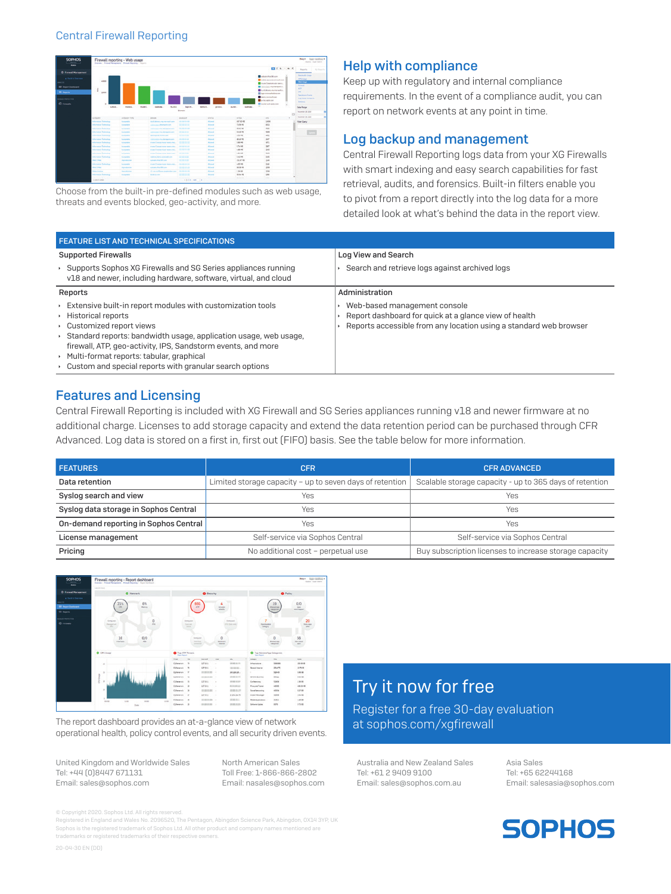Central Firewall Reporting

Choose from the built-in pre-defined modules such as web usage, threats and events blocked, geo-activity, and more.

## Help with compliance

Keep up with regulatory and internal compliance requirements. In the event of a compliance audit, you can report on network events at any point in time.

## Log backup and management

Central Firewall Reporting logs data from your XG Firewalls with smart indexing and easy search capabilities for fast retrieval, audits, and forensics. Built-in filters enable you to pivot from a report directly into the log data for a more detailed look at what's behind the data in the report view.

| FEATURE LIST AND TECHNICAL SPECIFICATIONS | |
|---|---|
| **Supported Firewalls**<br>‣ Supports Sophos XG Firewalls and SG Series appliances running v18 and newer, including hardware, software, virtual, and cloud | **Log View and Search**<br>‣ Search and retrieve logs against archived logs |
| **Reports**<br>‣ Extensive built-in report modules with customization tools<br>‣ Historical reports<br>‣ Customized report views<br>‣ Standard reports: bandwidth usage, application usage, web usage, firewall, ATP, geo-activity, IPS, Sandstorm events, and more<br>‣ Multi-format reports: tabular, graphical<br>‣ Custom and special reports with granular search options | **Administration**<br>‣ Web-based management console<br>‣ Report dashboard for quick at a glance view of health<br>‣ Reports accessible from any location using a standard web browser |

## Features and Licensing

Central Firewall Reporting is included with XG Firewall and SG Series appliances running v18 and newer firmware at no additional charge. Licenses to add storage capacity and extend the data retention period can be purchased through CFR Advanced. Log data is stored on a first in, first out (FIFO) basis. See the table below for more information.

| FEATURES | CFR | CFR ADVANCED |
|---|---|---|
| Data retention | Limited storage capacity – up to seven days of retention | Scalable storage capacity - up to 365 days of retention |
| Syslog search and view | Yes | Yes |
| Syslog data storage in Sophos Central | Yes | Yes |
| On-demand reporting in Sophos Central | Yes | Yes |
| License management | Self-service via Sophos Central | Self-service via Sophos Central |
| Pricing | No additional cost – perpetual use | Buy subscription licenses to increase storage capacity |

The report dashboard provides an at-a-glance view of network operational health, policy control events, and all security driven events.

## Try it now for free

Register for a free 30-day evaluation at sophos.com/xgfirewall

United Kingdom and Worldwide Sales
Tel: +44 (0)8447 671131
Email: sales@sophos.com

North American Sales
Toll Free: 1-866-866-2802
Email: nasales@sophos.com

Australia and New Zealand Sales
Tel: +61 2 9409 9100
Email: sales@sophos.com.au

Asia Sales
Tel: +65 62244168
Email: salesasia@sophos.com

© Copyright 2020. Sophos Ltd. All rights reserved.
Registered in England and Wales No. 2096520, The Pentagon, Abingdon Science Park, Abingdon, OX14 3YP, UK
Sophos is the registered trademark of Sophos Ltd. All other product and company names mentioned are trademarks or registered trademarks of their respective owners.

20-04-30 EN (DD)

SOPHOS